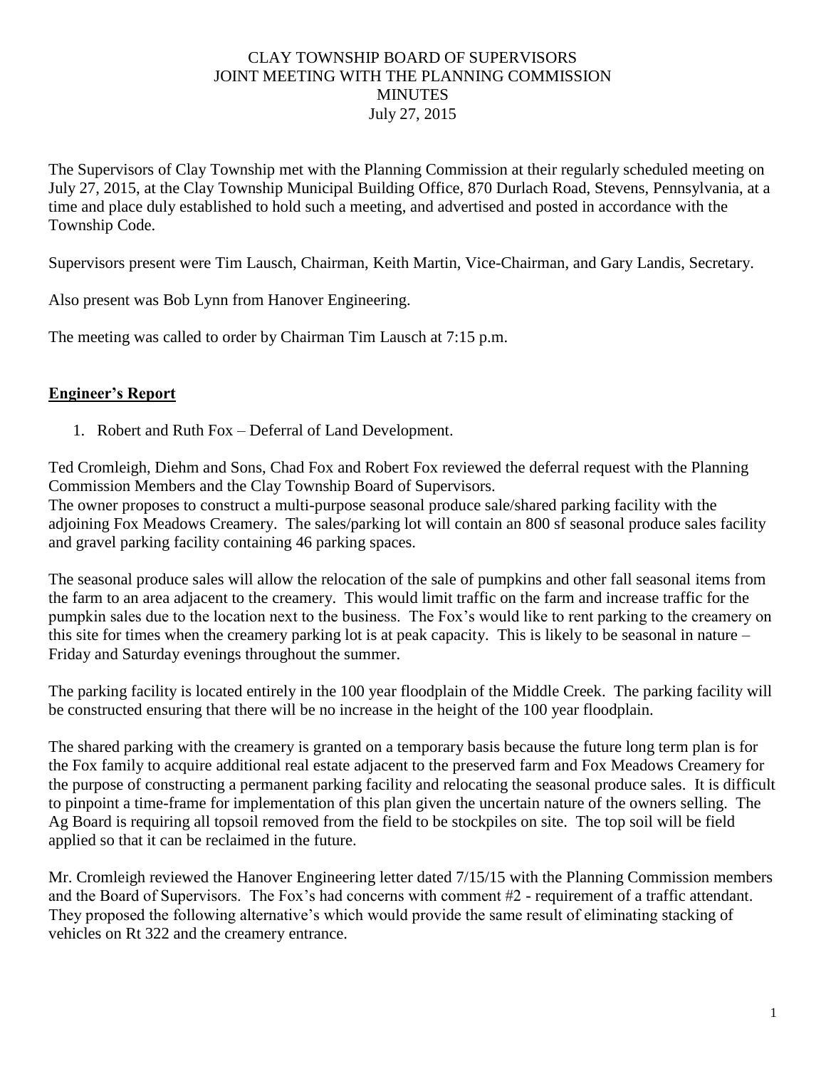# CLAY TOWNSHIP BOARD OF SUPERVISORS
# JOINT MEETING WITH THE PLANNING COMMISSION
# MINUTES
# July 27, 2015

The Supervisors of Clay Township met with the Planning Commission at their regularly scheduled meeting on July 27, 2015, at the Clay Township Municipal Building Office, 870 Durlach Road, Stevens, Pennsylvania, at a time and place duly established to hold such a meeting, and advertised and posted in accordance with the Township Code.

Supervisors present were Tim Lausch, Chairman, Keith Martin, Vice-Chairman, and Gary Landis, Secretary.

Also present was Bob Lynn from Hanover Engineering.

The meeting was called to order by Chairman Tim Lausch at 7:15 p.m.

## Engineer's Report

1. Robert and Ruth Fox – Deferral of Land Development.

Ted Cromleigh, Diehm and Sons, Chad Fox and Robert Fox reviewed the deferral request with the Planning Commission Members and the Clay Township Board of Supervisors.
The owner proposes to construct a multi-purpose seasonal produce sale/shared parking facility with the adjoining Fox Meadows Creamery. The sales/parking lot will contain an 800 sf seasonal produce sales facility and gravel parking facility containing 46 parking spaces.

The seasonal produce sales will allow the relocation of the sale of pumpkins and other fall seasonal items from the farm to an area adjacent to the creamery. This would limit traffic on the farm and increase traffic for the pumpkin sales due to the location next to the business. The Fox's would like to rent parking to the creamery on this site for times when the creamery parking lot is at peak capacity. This is likely to be seasonal in nature – Friday and Saturday evenings throughout the summer.

The parking facility is located entirely in the 100 year floodplain of the Middle Creek. The parking facility will be constructed ensuring that there will be no increase in the height of the 100 year floodplain.

The shared parking with the creamery is granted on a temporary basis because the future long term plan is for the Fox family to acquire additional real estate adjacent to the preserved farm and Fox Meadows Creamery for the purpose of constructing a permanent parking facility and relocating the seasonal produce sales. It is difficult to pinpoint a time-frame for implementation of this plan given the uncertain nature of the owners selling. The Ag Board is requiring all topsoil removed from the field to be stockpiles on site. The top soil will be field applied so that it can be reclaimed in the future.

Mr. Cromleigh reviewed the Hanover Engineering letter dated 7/15/15 with the Planning Commission members and the Board of Supervisors. The Fox's had concerns with comment #2 - requirement of a traffic attendant. They proposed the following alternative's which would provide the same result of eliminating stacking of vehicles on Rt 322 and the creamery entrance.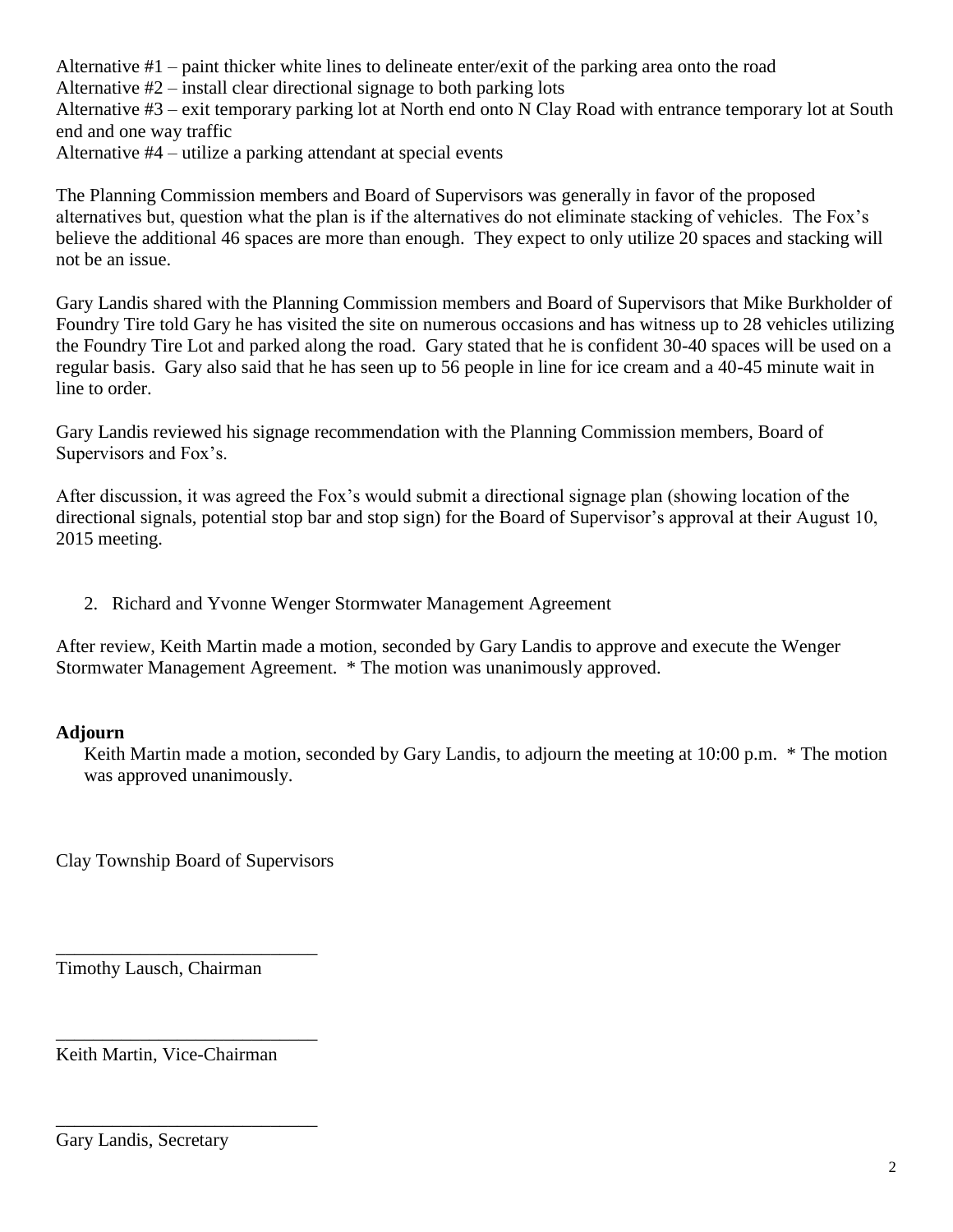Alternative #1 – paint thicker white lines to delineate enter/exit of the parking area onto the road
Alternative #2 – install clear directional signage to both parking lots
Alternative #3 – exit temporary parking lot at North end onto N Clay Road with entrance temporary lot at South end and one way traffic
Alternative #4 – utilize a parking attendant at special events

The Planning Commission members and Board of Supervisors was generally in favor of the proposed alternatives but, question what the plan is if the alternatives do not eliminate stacking of vehicles. The Fox's believe the additional 46 spaces are more than enough. They expect to only utilize 20 spaces and stacking will not be an issue.

Gary Landis shared with the Planning Commission members and Board of Supervisors that Mike Burkholder of Foundry Tire told Gary he has visited the site on numerous occasions and has witness up to 28 vehicles utilizing the Foundry Tire Lot and parked along the road. Gary stated that he is confident 30-40 spaces will be used on a regular basis. Gary also said that he has seen up to 56 people in line for ice cream and a 40-45 minute wait in line to order.

Gary Landis reviewed his signage recommendation with the Planning Commission members, Board of Supervisors and Fox's.

After discussion, it was agreed the Fox's would submit a directional signage plan (showing location of the directional signals, potential stop bar and stop sign) for the Board of Supervisor's approval at their August 10, 2015 meeting.

2. Richard and Yvonne Wenger Stormwater Management Agreement

After review, Keith Martin made a motion, seconded by Gary Landis to approve and execute the Wenger Stormwater Management Agreement. * The motion was unanimously approved.

**Adjourn**

Keith Martin made a motion, seconded by Gary Landis, to adjourn the meeting at 10:00 p.m. * The motion was approved unanimously.

Clay Township Board of Supervisors

___________________________
Timothy Lausch, Chairman

___________________________
Keith Martin, Vice-Chairman

___________________________
Gary Landis, Secretary